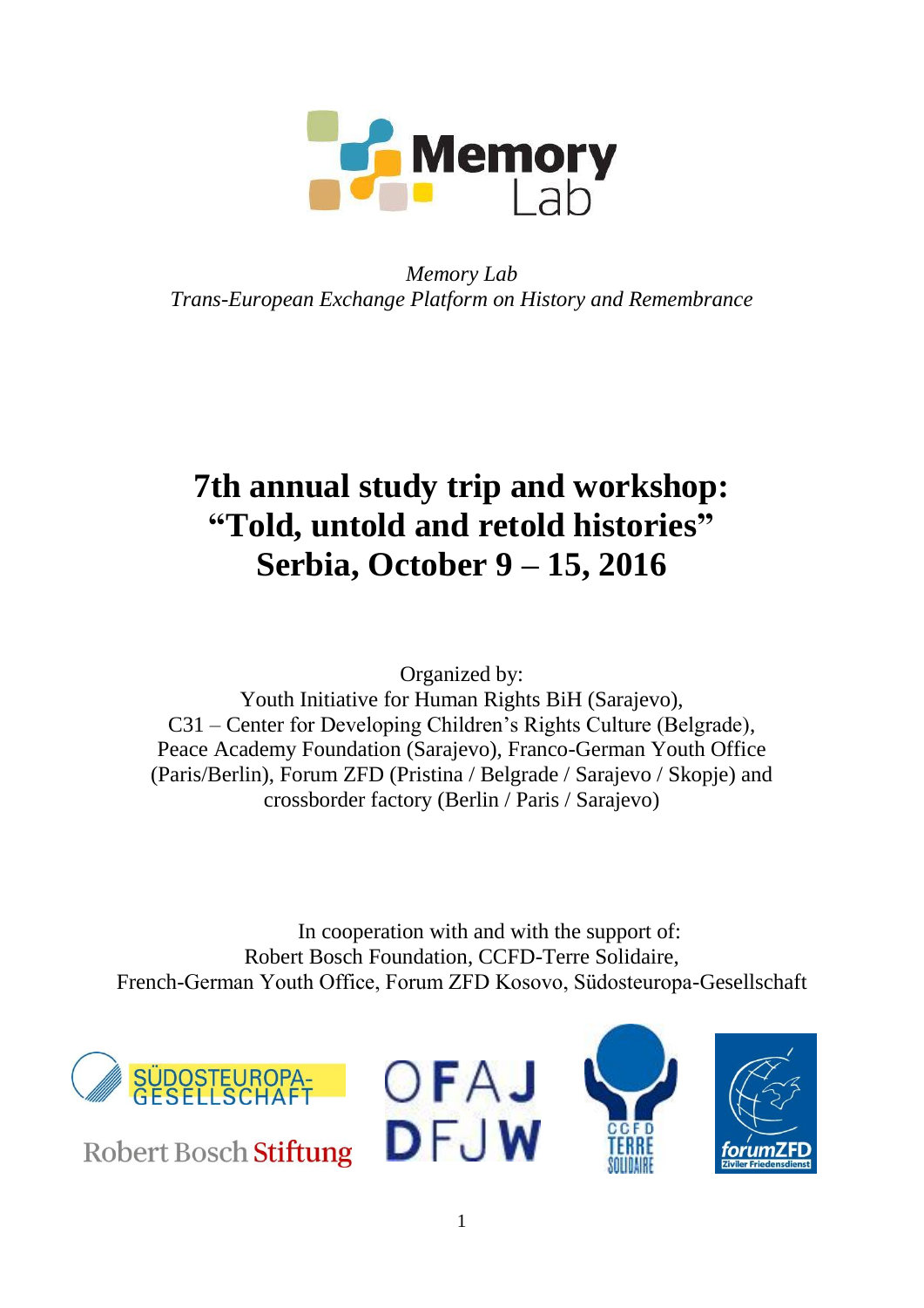*Memory Lab*
*Trans-European Exchange Platform on History and Remembrance*

# 7th annual study trip and workshop: "Told, untold and retold histories" Serbia, October 9 – 15, 2016

Organized by:
Youth Initiative for Human Rights BiH (Sarajevo),
C31 – Center for Developing Children's Rights Culture (Belgrade),
Peace Academy Foundation (Sarajevo), Franco-German Youth Office (Paris/Berlin), Forum ZFD (Pristina / Belgrade / Sarajevo / Skopje) and crossborder factory (Berlin / Paris / Sarajevo)

In cooperation with and with the support of:
Robert Bosch Foundation, CCFD-Terre Solidaire,
French-German Youth Office, Forum ZFD Kosovo, Südosteuropa-Gesellschaft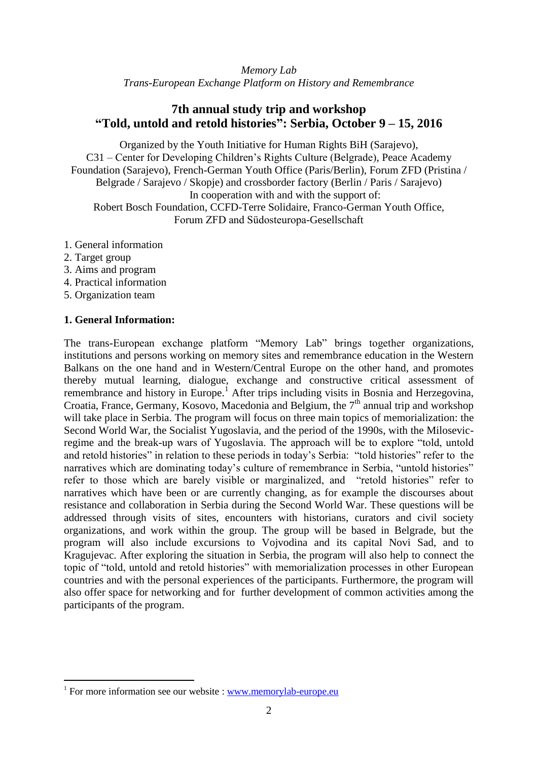*Memory Lab*
*Trans-European Exchange Platform on History and Remembrance*

# 7th annual study trip and workshop "Told, untold and retold histories": Serbia, October 9 – 15, 2016

Organized by the Youth Initiative for Human Rights BiH (Sarajevo), C31 – Center for Developing Children's Rights Culture (Belgrade), Peace Academy Foundation (Sarajevo), French-German Youth Office (Paris/Berlin), Forum ZFD (Pristina / Belgrade / Sarajevo / Skopje) and crossborder factory (Berlin / Paris / Sarajevo)
In cooperation with and with the support of:
Robert Bosch Foundation, CCFD-Terre Solidaire, Franco-German Youth Office, Forum ZFD and Südosteuropa-Gesellschaft

1. General information
2. Target group
3. Aims and program
4. Practical information
5. Organization team

## 1. General Information:

The trans-European exchange platform "Memory Lab" brings together organizations, institutions and persons working on memory sites and remembrance education in the Western Balkans on the one hand and in Western/Central Europe on the other hand, and promotes thereby mutual learning, dialogue, exchange and constructive critical assessment of remembrance and history in Europe.[1] After trips including visits in Bosnia and Herzegovina, Croatia, France, Germany, Kosovo, Macedonia and Belgium, the 7th annual trip and workshop will take place in Serbia. The program will focus on three main topics of memorialization: the Second World War, the Socialist Yugoslavia, and the period of the 1990s, with the Milosevic-regime and the break-up wars of Yugoslavia. The approach will be to explore "told, untold and retold histories" in relation to these periods in today's Serbia: "told histories" refer to the narratives which are dominating today's culture of remembrance in Serbia, "untold histories" refer to those which are barely visible or marginalized, and "retold histories" refer to narratives which have been or are currently changing, as for example the discourses about resistance and collaboration in Serbia during the Second World War. These questions will be addressed through visits of sites, encounters with historians, curators and civil society organizations, and work within the group. The group will be based in Belgrade, but the program will also include excursions to Vojvodina and its capital Novi Sad, and to Kragujevac. After exploring the situation in Serbia, the program will also help to connect the topic of "told, untold and retold histories" with memorialization processes in other European countries and with the personal experiences of the participants. Furthermore, the program will also offer space for networking and for further development of common activities among the participants of the program.

[1] For more information see our website : www.memorylab-europe.eu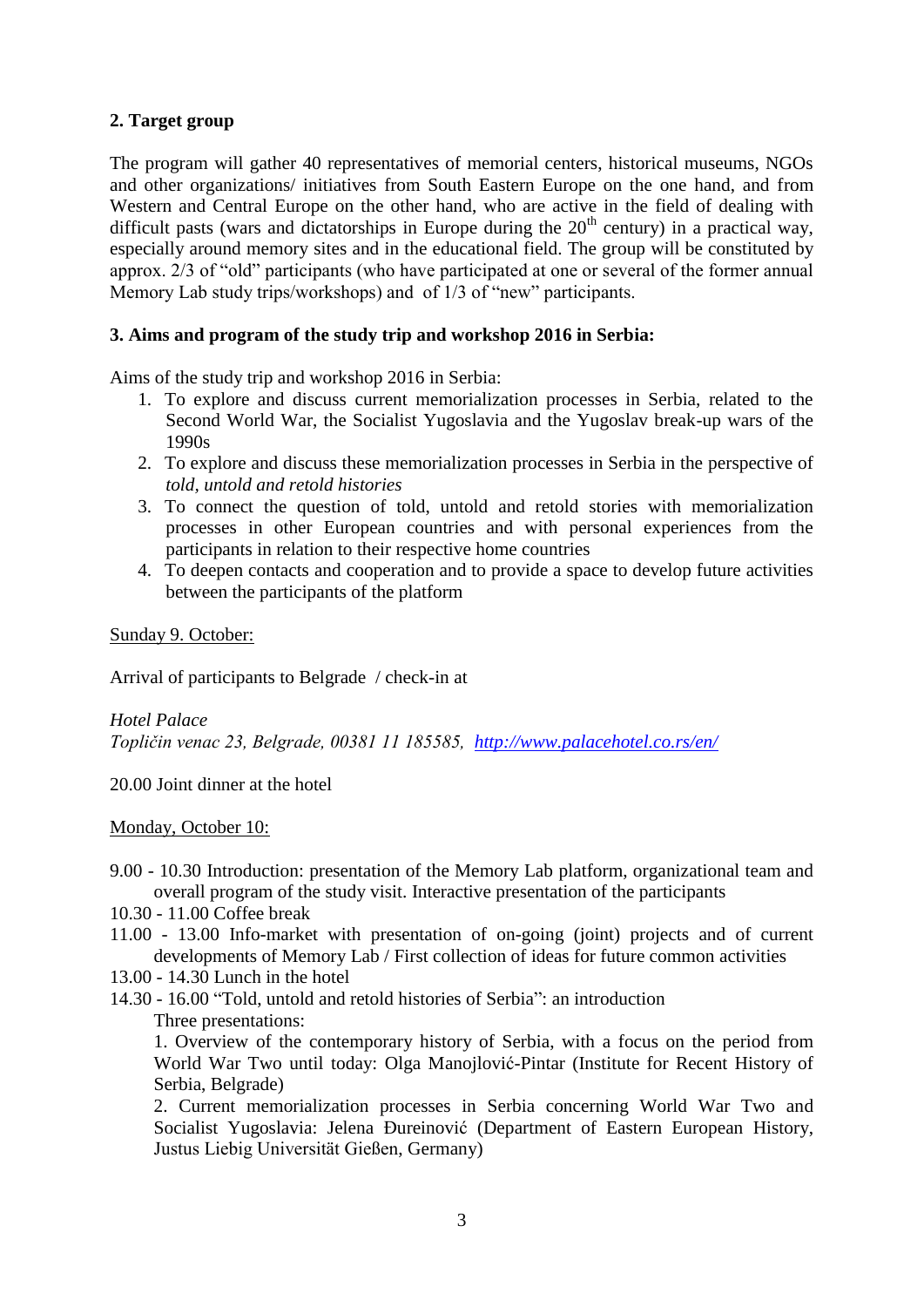## 2. Target group

The program will gather 40 representatives of memorial centers, historical museums, NGOs and other organizations/ initiatives from South Eastern Europe on the one hand, and from Western and Central Europe on the other hand, who are active in the field of dealing with difficult pasts (wars and dictatorships in Europe during the 20th century) in a practical way, especially around memory sites and in the educational field. The group will be constituted by approx. 2/3 of "old" participants (who have participated at one or several of the former annual Memory Lab study trips/workshops) and of 1/3 of "new" participants.

## 3. Aims and program of the study trip and workshop 2016 in Serbia:

Aims of the study trip and workshop 2016 in Serbia:

1. To explore and discuss current memorialization processes in Serbia, related to the Second World War, the Socialist Yugoslavia and the Yugoslav break-up wars of the 1990s
2. To explore and discuss these memorialization processes in Serbia in the perspective of *told, untold and retold histories*
3. To connect the question of told, untold and retold stories with memorialization processes in other European countries and with personal experiences from the participants in relation to their respective home countries
4. To deepen contacts and cooperation and to provide a space to develop future activities between the participants of the platform

<u>Sunday 9. October:</u>

Arrival of participants to Belgrade / check-in at

*Hotel Palace*
*Topličin venac 23, Belgrade, 00381 11 185585, [http://www.palacehotel.co.rs/en/](http://www.palacehotel.co.rs/en/)*

20.00 Joint dinner at the hotel

<u>Monday, October 10:</u>

9.00 - 10.30 Introduction: presentation of the Memory Lab platform, organizational team and overall program of the study visit. Interactive presentation of the participants

10.30 - 11.00 Coffee break

11.00 - 13.00 Info-market with presentation of on-going (joint) projects and of current developments of Memory Lab / First collection of ideas for future common activities

13.00 - 14.30 Lunch in the hotel

14.30 - 16.00 "Told, untold and retold histories of Serbia": an introduction

Three presentations:

1. Overview of the contemporary history of Serbia, with a focus on the period from World War Two until today: Olga Manojlović-Pintar (Institute for Recent History of Serbia, Belgrade)

2. Current memorialization processes in Serbia concerning World War Two and Socialist Yugoslavia: Jelena Đureinović (Department of Eastern European History, Justus Liebig Universität Gießen, Germany)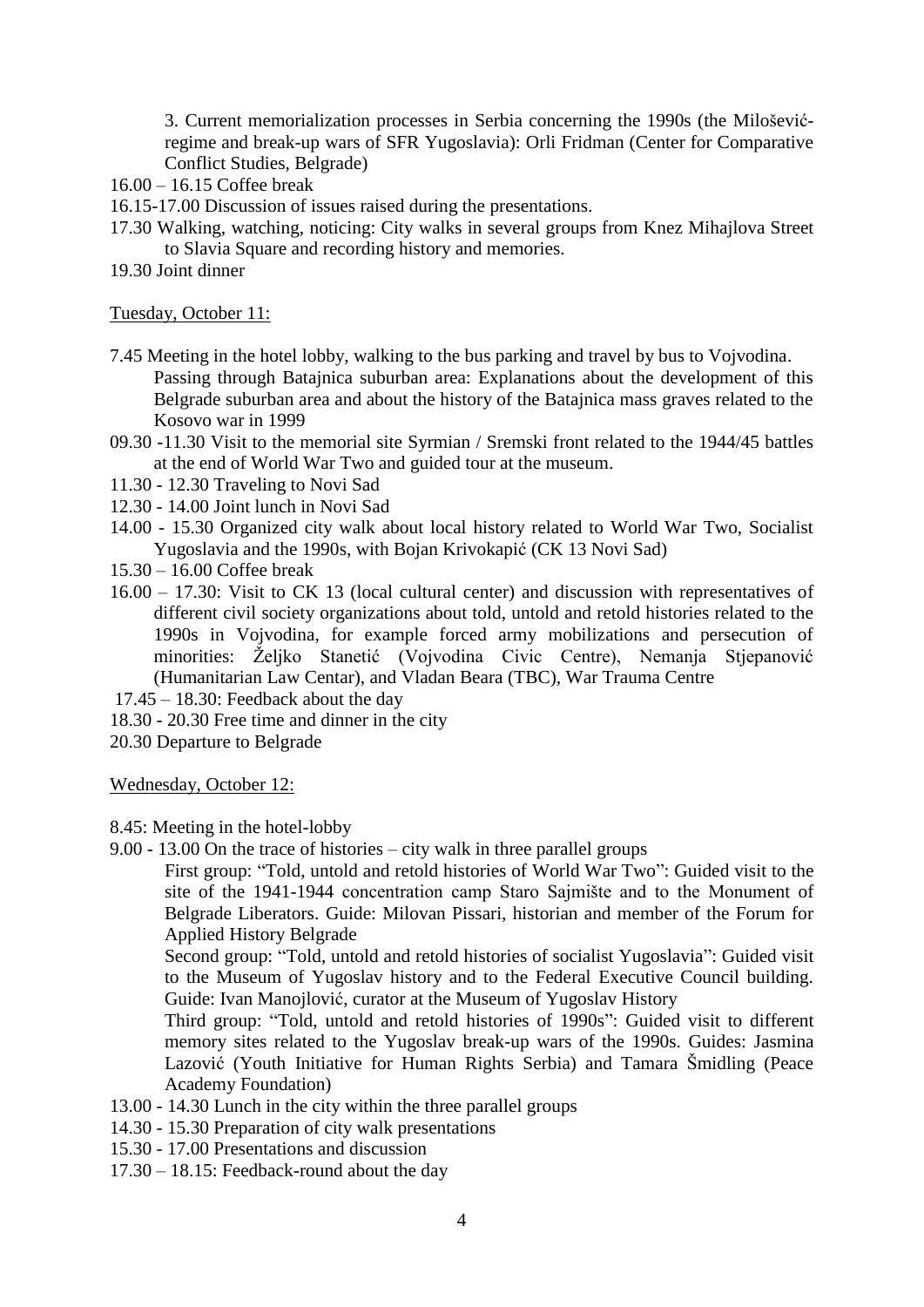3. Current memorialization processes in Serbia concerning the 1990s (the Milošević-regime and break-up wars of SFR Yugoslavia): Orli Fridman (Center for Comparative Conflict Studies, Belgrade)

16.00 – 16.15 Coffee break

16.15-17.00 Discussion of issues raised during the presentations.

17.30 Walking, watching, noticing: City walks in several groups from Knez Mihajlova Street to Slavia Square and recording history and memories.

19.30 Joint dinner

<u>Tuesday, October 11:</u>

7.45 Meeting in the hotel lobby, walking to the bus parking and travel by bus to Vojvodina. Passing through Batajnica suburban area: Explanations about the development of this Belgrade suburban area and about the history of the Batajnica mass graves related to the Kosovo war in 1999

09.30 -11.30 Visit to the memorial site Syrmian / Sremski front related to the 1944/45 battles at the end of World War Two and guided tour at the museum.

11.30 - 12.30 Traveling to Novi Sad

12.30 - 14.00 Joint lunch in Novi Sad

14.00 - 15.30 Organized city walk about local history related to World War Two, Socialist Yugoslavia and the 1990s, with Bojan Krivokapić (CK 13 Novi Sad)

15.30 – 16.00 Coffee break

16.00 – 17.30: Visit to CK 13 (local cultural center) and discussion with representatives of different civil society organizations about told, untold and retold histories related to the 1990s in Vojvodina, for example forced army mobilizations and persecution of minorities: Željko Stanetić (Vojvodina Civic Centre), Nemanja Stjepanović (Humanitarian Law Centar), and Vladan Beara (TBC), War Trauma Centre

17.45 – 18.30: Feedback about the day

18.30 - 20.30 Free time and dinner in the city

20.30 Departure to Belgrade

<u>Wednesday, October 12:</u>

8.45: Meeting in the hotel-lobby

9.00 - 13.00 On the trace of histories – city walk in three parallel groups

First group: "Told, untold and retold histories of World War Two": Guided visit to the site of the 1941-1944 concentration camp Staro Sajmište and to the Monument of Belgrade Liberators. Guide: Milovan Pissari, historian and member of the Forum for Applied History Belgrade

Second group: "Told, untold and retold histories of socialist Yugoslavia": Guided visit to the Museum of Yugoslav history and to the Federal Executive Council building. Guide: Ivan Manojlović, curator at the Museum of Yugoslav History

Third group: "Told, untold and retold histories of 1990s": Guided visit to different memory sites related to the Yugoslav break-up wars of the 1990s. Guides: Jasmina Lazović (Youth Initiative for Human Rights Serbia) and Tamara Šmidling (Peace Academy Foundation)

13.00 - 14.30 Lunch in the city within the three parallel groups

14.30 - 15.30 Preparation of city walk presentations

15.30 - 17.00 Presentations and discussion

17.30 – 18.15: Feedback-round about the day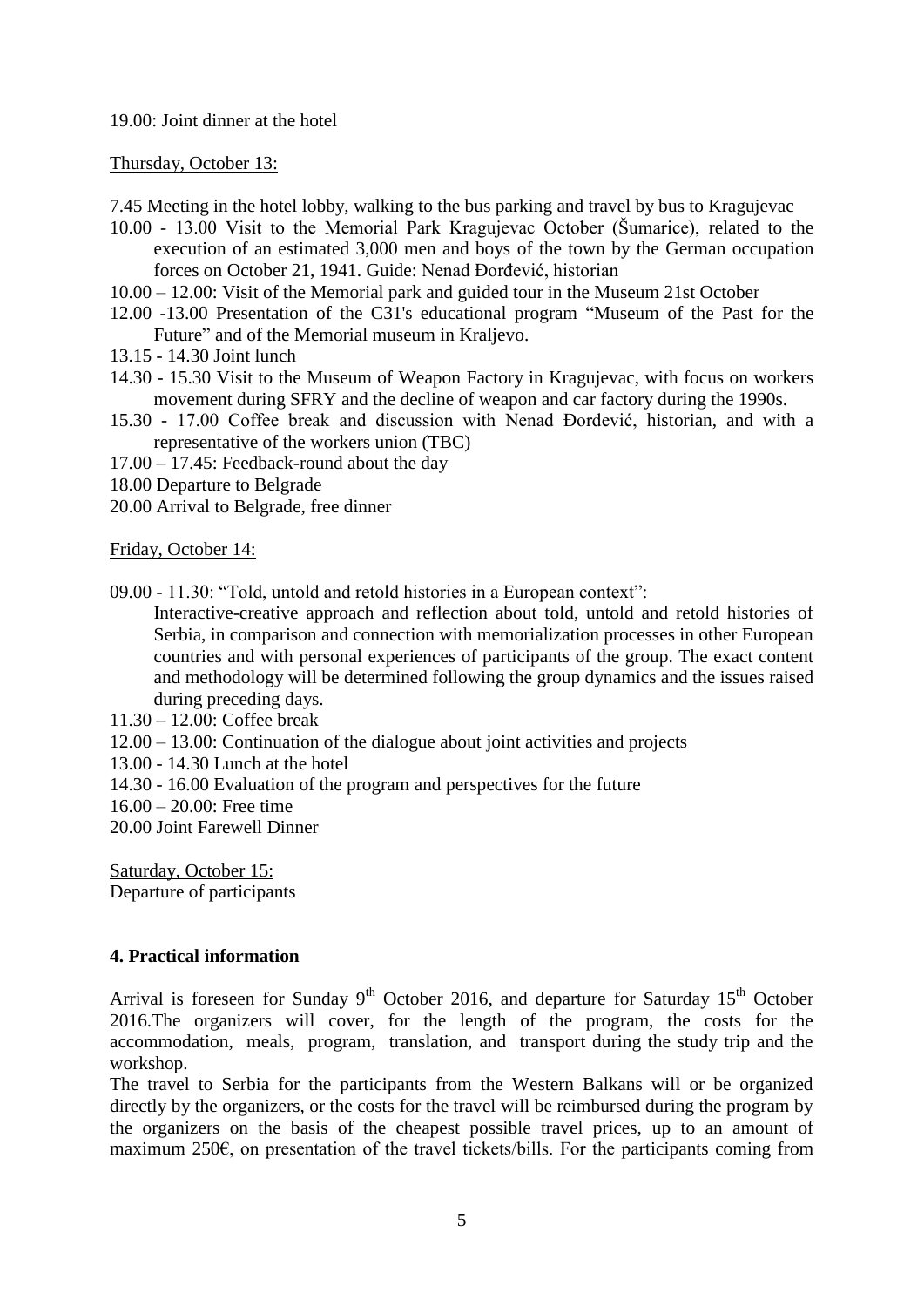19.00: Joint dinner at the hotel

Thursday, October 13:

7.45 Meeting in the hotel lobby, walking to the bus parking and travel by bus to Kragujevac

10.00 - 13.00 Visit to the Memorial Park Kragujevac October (Šumarice), related to the execution of an estimated 3,000 men and boys of the town by the German occupation forces on October 21, 1941. Guide: Nenad Đorđević, historian

10.00 – 12.00: Visit of the Memorial park and guided tour in the Museum 21st October

12.00 -13.00 Presentation of the C31's educational program "Museum of the Past for the Future" and of the Memorial museum in Kraljevo.

13.15 - 14.30 Joint lunch

14.30 - 15.30 Visit to the Museum of Weapon Factory in Kragujevac, with focus on workers movement during SFRY and the decline of weapon and car factory during the 1990s.

15.30 - 17.00 Coffee break and discussion with Nenad Đorđević, historian, and with a representative of the workers union (TBC)

17.00 – 17.45: Feedback-round about the day

18.00 Departure to Belgrade

20.00 Arrival to Belgrade, free dinner

Friday, October 14:

09.00 - 11.30: "Told, untold and retold histories in a European context":
Interactive-creative approach and reflection about told, untold and retold histories of Serbia, in comparison and connection with memorialization processes in other European countries and with personal experiences of participants of the group. The exact content and methodology will be determined following the group dynamics and the issues raised during preceding days.

11.30 – 12.00: Coffee break

12.00 – 13.00: Continuation of the dialogue about joint activities and projects

13.00 - 14.30 Lunch at the hotel

14.30 - 16.00 Evaluation of the program and perspectives for the future

16.00 – 20.00: Free time

20.00 Joint Farewell Dinner

Saturday, October 15:
Departure of participants

## 4. Practical information

Arrival is foreseen for Sunday 9th October 2016, and departure for Saturday 15th October 2016.The organizers will cover, for the length of the program, the costs for the accommodation, meals, program, translation, and transport during the study trip and the workshop.

The travel to Serbia for the participants from the Western Balkans will or be organized directly by the organizers, or the costs for the travel will be reimbursed during the program by the organizers on the basis of the cheapest possible travel prices, up to an amount of maximum 250€, on presentation of the travel tickets/bills. For the participants coming from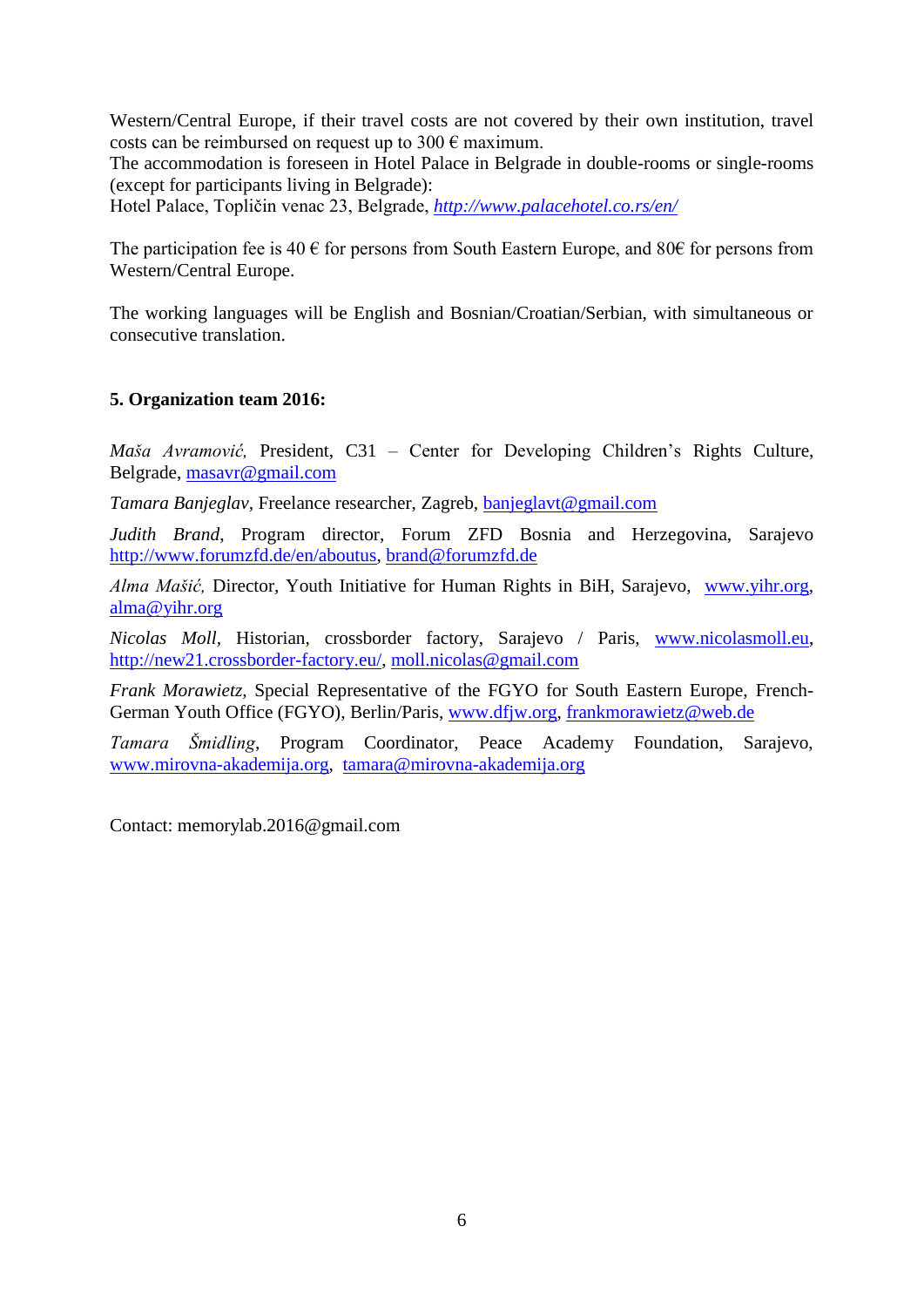Western/Central Europe, if their travel costs are not covered by their own institution, travel costs can be reimbursed on request up to 300 € maximum.
The accommodation is foreseen in Hotel Palace in Belgrade in double-rooms or single-rooms (except for participants living in Belgrade):
Hotel Palace, Topličin venac 23, Belgrade, *http://www.palacehotel.co.rs/en/*

The participation fee is 40 € for persons from South Eastern Europe, and 80€ for persons from Western/Central Europe.

The working languages will be English and Bosnian/Croatian/Serbian, with simultaneous or consecutive translation.

## 5. Organization team 2016:

*Maša Avramović,* President, C31 – Center for Developing Children's Rights Culture, Belgrade, masavr@gmail.com

*Tamara Banjeglav*, Freelance researcher, Zagreb, banjeglavt@gmail.com

*Judith Brand*, Program director, Forum ZFD Bosnia and Herzegovina, Sarajevo http://www.forumzfd.de/en/aboutus, brand@forumzfd.de

*Alma Mašić,* Director, Youth Initiative for Human Rights in BiH, Sarajevo, www.yihr.org, alma@yihr.org

*Nicolas Moll*, Historian, crossborder factory, Sarajevo / Paris, www.nicolasmoll.eu, http://new21.crossborder-factory.eu/, moll.nicolas@gmail.com

*Frank Morawietz*, Special Representative of the FGYO for South Eastern Europe, French-German Youth Office (FGYO), Berlin/Paris, www.dfjw.org, frankmorawietz@web.de

*Tamara Šmidling*, Program Coordinator, Peace Academy Foundation, Sarajevo, www.mirovna-akademija.org, tamara@mirovna-akademija.org

Contact: memorylab.2016@gmail.com